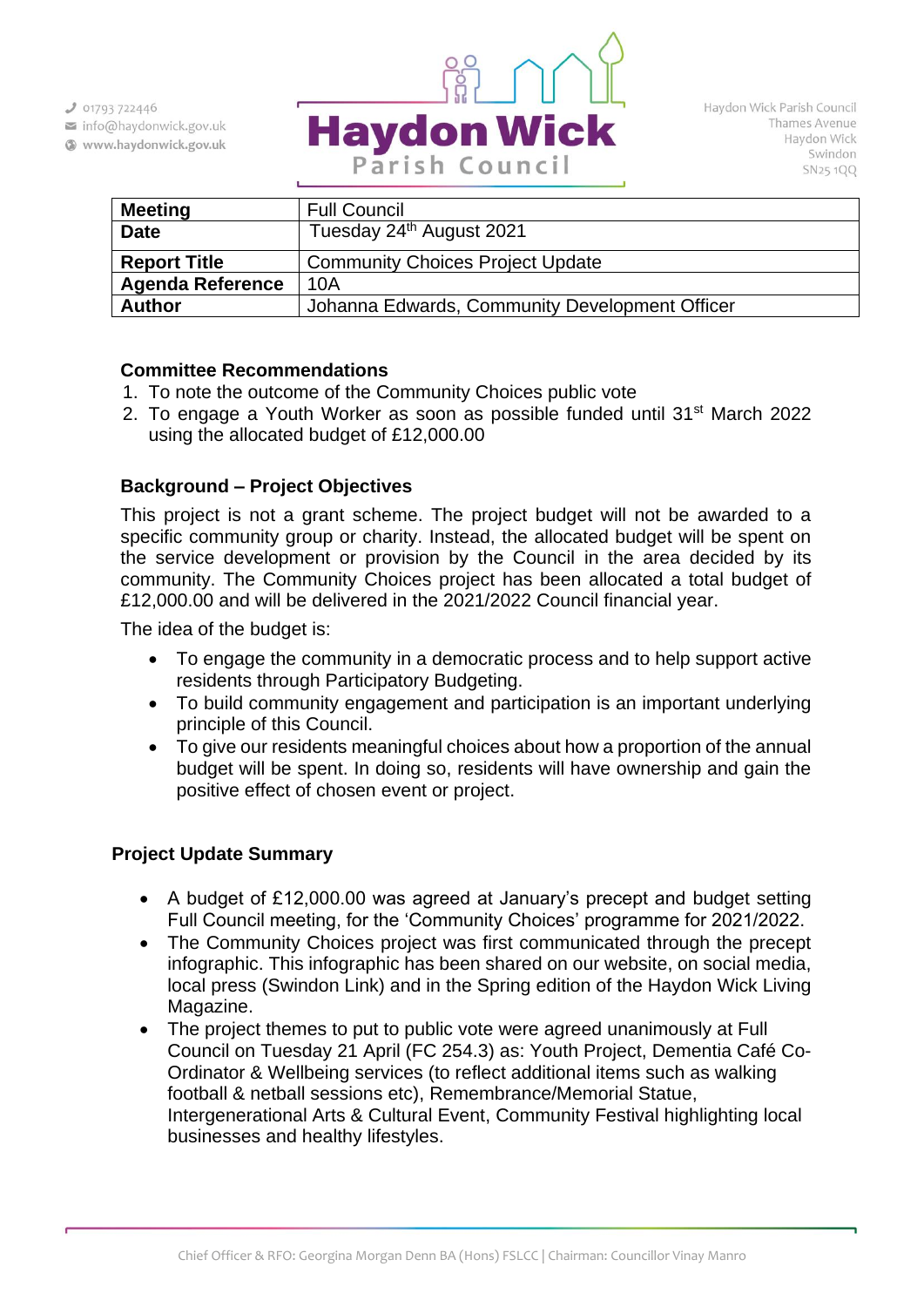01793 722446
info@haydonwick.gov.uk
www.haydonwick.gov.uk

# Haydon Wick Parish Council

Haydon Wick Parish Council
Thames Avenue
Haydon Wick
Swindon
SN25 1QQ

| **Meeting** | Full Council |
|---|---|
| **Date** | Tuesday 24th August 2021 |
| **Report Title** | Community Choices Project Update |
| **Agenda Reference** | 10A |
| **Author** | Johanna Edwards, Community Development Officer |

### Committee Recommendations

1. To note the outcome of the Community Choices public vote
2. To engage a Youth Worker as soon as possible funded until 31st March 2022 using the allocated budget of £12,000.00

### Background – Project Objectives

This project is not a grant scheme. The project budget will not be awarded to a specific community group or charity. Instead, the allocated budget will be spent on the service development or provision by the Council in the area decided by its community. The Community Choices project has been allocated a total budget of £12,000.00 and will be delivered in the 2021/2022 Council financial year.

The idea of the budget is:

- To engage the community in a democratic process and to help support active residents through Participatory Budgeting.
- To build community engagement and participation is an important underlying principle of this Council.
- To give our residents meaningful choices about how a proportion of the annual budget will be spent. In doing so, residents will have ownership and gain the positive effect of chosen event or project.

### Project Update Summary

- A budget of £12,000.00 was agreed at January's precept and budget setting Full Council meeting, for the 'Community Choices' programme for 2021/2022.
- The Community Choices project was first communicated through the precept infographic. This infographic has been shared on our website, on social media, local press (Swindon Link) and in the Spring edition of the Haydon Wick Living Magazine.
- The project themes to put to public vote were agreed unanimously at Full Council on Tuesday 21 April (FC 254.3) as: Youth Project, Dementia Café Co-Ordinator & Wellbeing services (to reflect additional items such as walking football & netball sessions etc), Remembrance/Memorial Statue, Intergenerational Arts & Cultural Event, Community Festival highlighting local businesses and healthy lifestyles.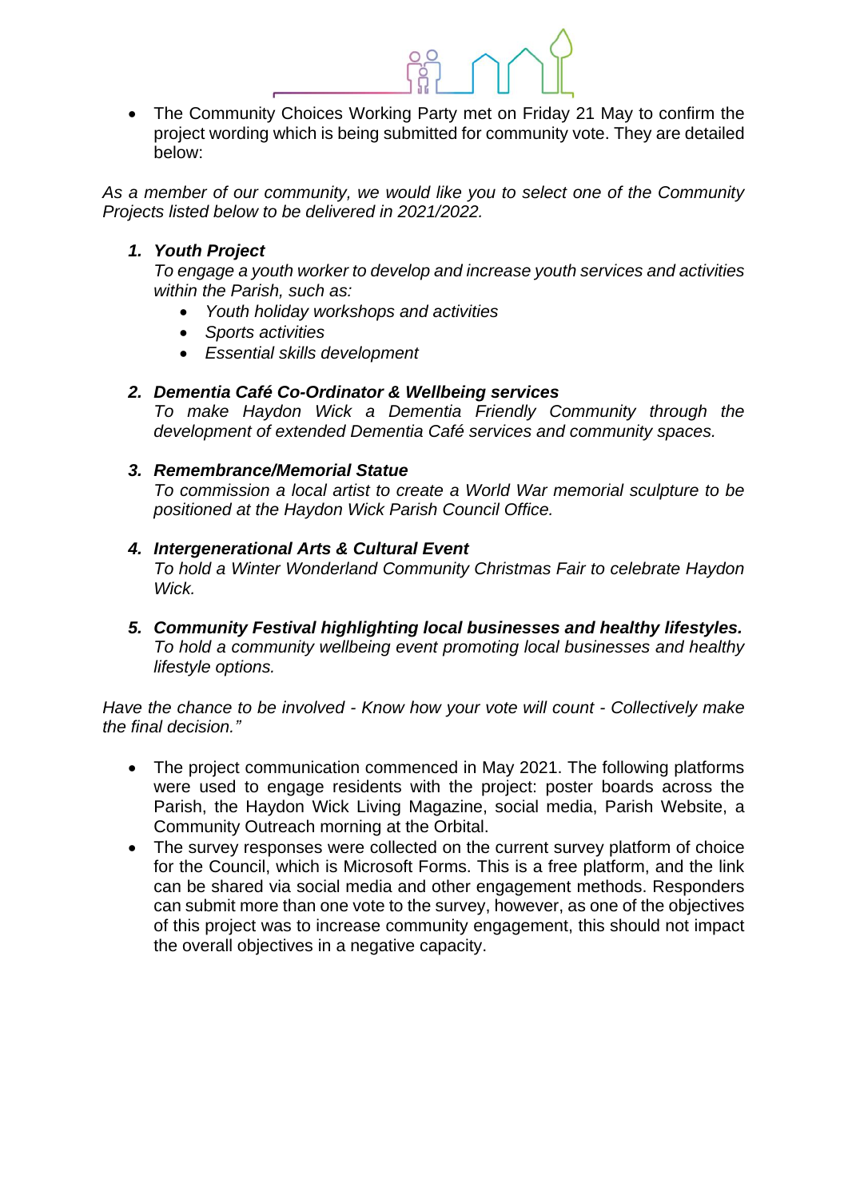- The Community Choices Working Party met on Friday 21 May to confirm the project wording which is being submitted for community vote. They are detailed below:

*As a member of our community, we would like you to select one of the Community Projects listed below to be delivered in 2021/2022.*

1. ***Youth Project***
   *To engage a youth worker to develop and increase youth services and activities within the Parish, such as:*
   - *Youth holiday workshops and activities*
   - *Sports activities*
   - *Essential skills development*

2. ***Dementia Café Co-Ordinator & Wellbeing services***
   *To make Haydon Wick a Dementia Friendly Community through the development of extended Dementia Café services and community spaces.*

3. ***Remembrance/Memorial Statue***
   *To commission a local artist to create a World War memorial sculpture to be positioned at the Haydon Wick Parish Council Office.*

4. ***Intergenerational Arts & Cultural Event***
   *To hold a Winter Wonderland Community Christmas Fair to celebrate Haydon Wick.*

5. ***Community Festival highlighting local businesses and healthy lifestyles.***
   *To hold a community wellbeing event promoting local businesses and healthy lifestyle options.*

*Have the chance to be involved - Know how your vote will count - Collectively make the final decision."*

- The project communication commenced in May 2021. The following platforms were used to engage residents with the project: poster boards across the Parish, the Haydon Wick Living Magazine, social media, Parish Website, a Community Outreach morning at the Orbital.
- The survey responses were collected on the current survey platform of choice for the Council, which is Microsoft Forms. This is a free platform, and the link can be shared via social media and other engagement methods. Responders can submit more than one vote to the survey, however, as one of the objectives of this project was to increase community engagement, this should not impact the overall objectives in a negative capacity.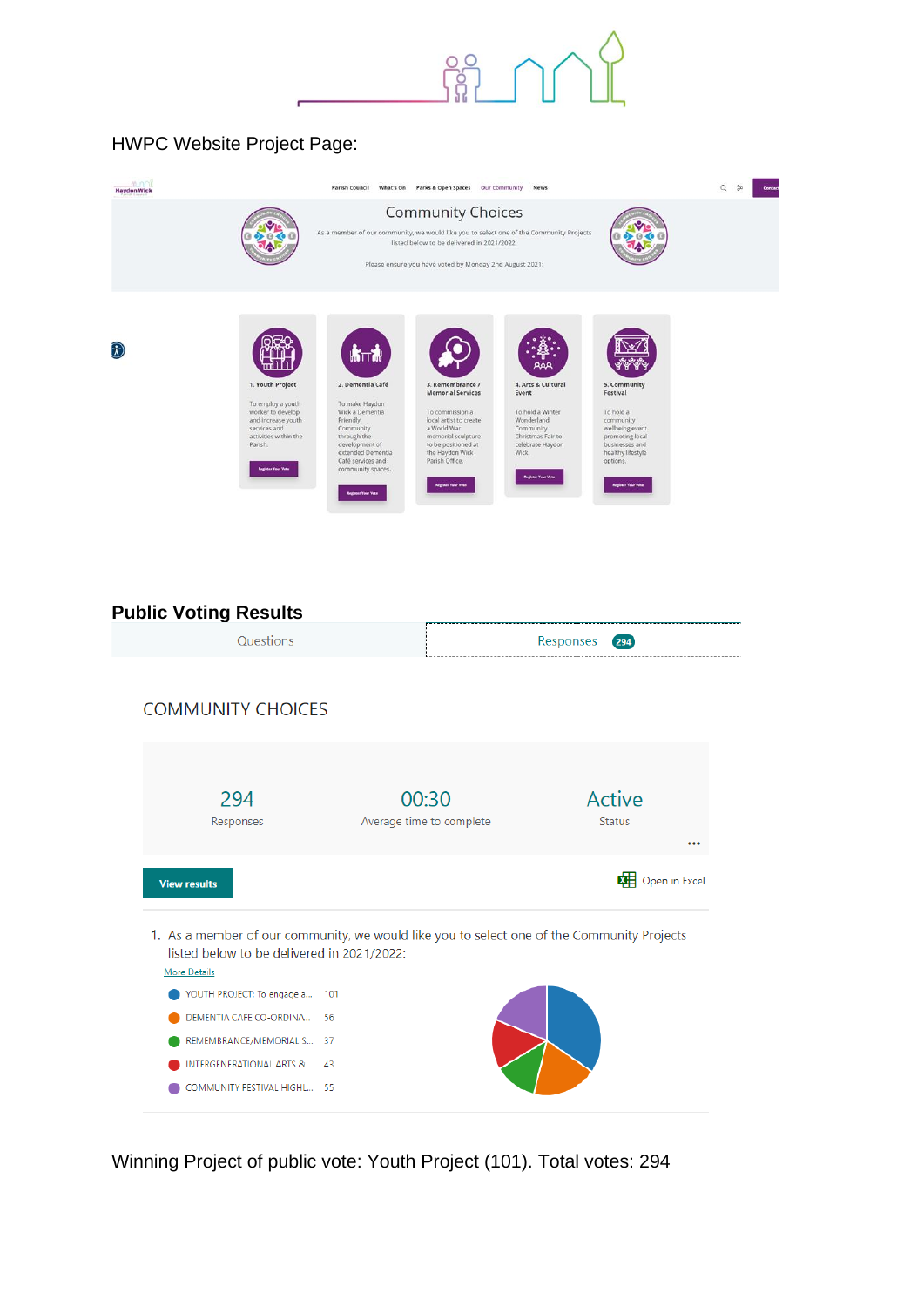HWPC Website Project Page:

Community Choices

As a member of our community, we would like you to select one of the Community Projects listed below to be delivered in 2021/2022.

Please ensure you have voted by Monday 2nd August 2021:

1. Youth Project — To employ a youth worker to develop and increase youth services and activities within the Parish.

2. Dementia Café — To make Haydon Wick a Dementia Friendly Community through the development of extended Dementia Café services and community spaces.

3. Remembrance / Memorial Services — To commission a local artist to create a World War memorial sculpture to be positioned at the Haydon Wick Parish Office.

4. Arts & Cultural Event — To hold a Winter Wonderland Community Christmas Fair to celebrate Haydon Wick.

5. Community Festival — To hold a community wellbeing event promoting local businesses and healthy lifestyle options.

## Public Voting Results

Questions | Responses 294

### COMMUNITY CHOICES

| 294 | 00:30 | Active |
|---|---|---|
| Responses | Average time to complete | Status |

View results | Open in Excel

1. As a member of our community, we would like you to select one of the Community Projects listed below to be delivered in 2021/2022:

More Details

| Option | Votes |
|---|---|
| YOUTH PROJECT: To engage a... | 101 |
| DEMENTIA CAFE CO-ORDINA... | 56 |
| REMEMBRANCE/MEMORIAL S... | 37 |
| INTERGENERATIONAL ARTS &... | 43 |
| COMMUNITY FESTIVAL HIGHL... | 55 |

Winning Project of public vote: Youth Project (101). Total votes: 294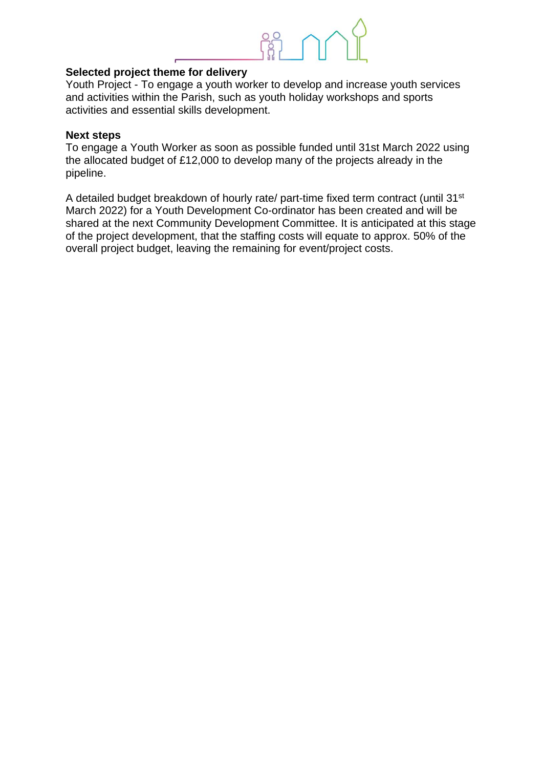**Selected project theme for delivery**

Youth Project - To engage a youth worker to develop and increase youth services and activities within the Parish, such as youth holiday workshops and sports activities and essential skills development.

**Next steps**

To engage a Youth Worker as soon as possible funded until 31st March 2022 using the allocated budget of £12,000 to develop many of the projects already in the pipeline.

A detailed budget breakdown of hourly rate/ part-time fixed term contract (until 31st March 2022) for a Youth Development Co-ordinator has been created and will be shared at the next Community Development Committee. It is anticipated at this stage of the project development, that the staffing costs will equate to approx. 50% of the overall project budget, leaving the remaining for event/project costs.